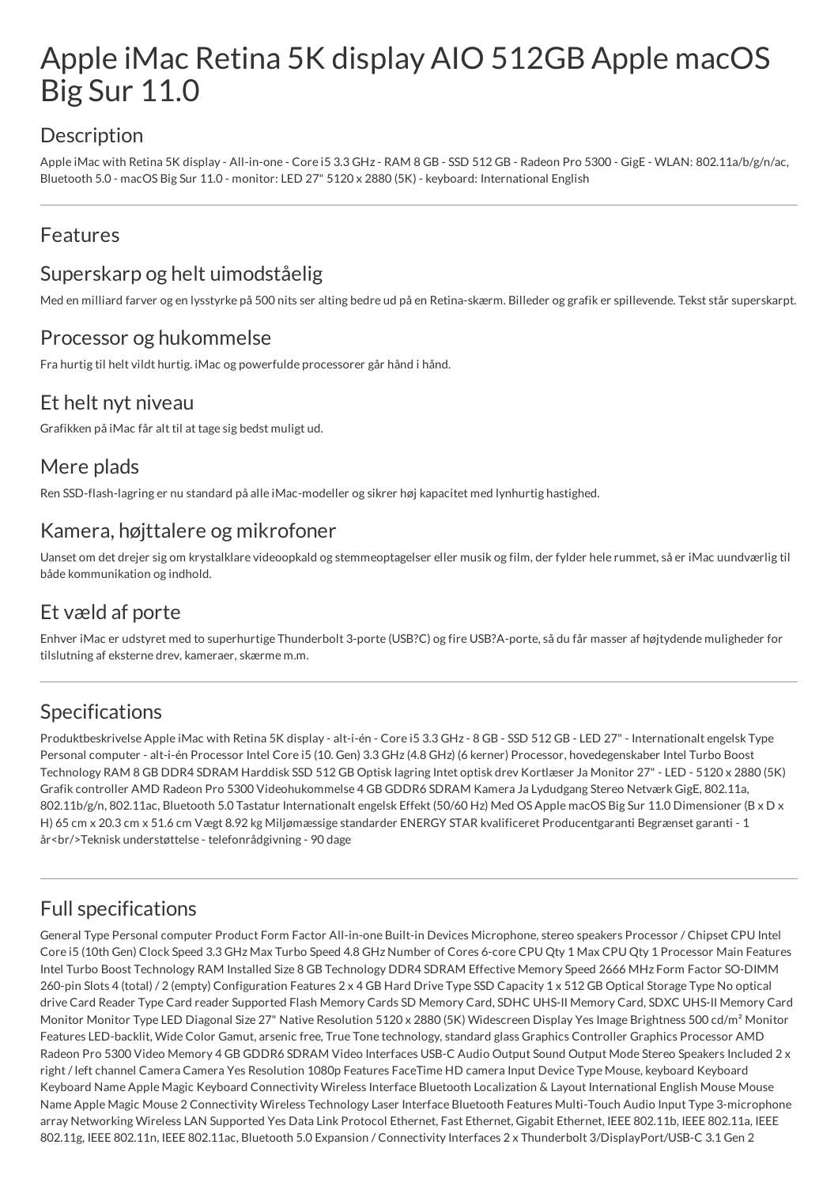# Apple iMac Retina 5K display AIO 512GB Apple macOS Big Sur 11.0

## Description

Apple iMac with Retina 5K display - All-in-one - Core i5 3.3 GHz - RAM 8 GB - SSD 512 GB - Radeon Pro 5300 - GigE - WLAN: 802.11a/b/g/n/ac, Bluetooth 5.0 - macOS Big Sur 11.0 - monitor: LED 27" 5120 x 2880 (5K) - keyboard: International English

---

## Features

## Superskarp og helt uimodståelig

Med en milliard farver og en lysstyrke på 500 nits ser alting bedre ud på en Retina-skærm. Billeder og grafik er spillevende. Tekst står superskarpt.

## Processor og hukommelse

Fra hurtig til helt vildt hurtig. iMac og powerfulde processorer går hånd i hånd.

## Et helt nyt niveau

Grafikken på iMac får alt til at tage sig bedst muligt ud.

## Mere plads

Ren SSD-flash-lagring er nu standard på alle iMac-modeller og sikrer høj kapacitet med lynhurtig hastighed.

## Kamera, højttalere og mikrofoner

Uanset om det drejer sig om krystalklare videoopkald og stemmeoptagelser eller musik og film, der fylder hele rummet, så er iMac uundværlig til både kommunikation og indhold.

## Et væld af porte

Enhver iMac er udstyret med to superhurtige Thunderbolt 3-porte (USB?C) og fire USB?A-porte, så du får masser af højtydende muligheder for tilslutning af eksterne drev, kameraer, skærme m.m.

---

## Specifications

Produktbeskrivelse Apple iMac with Retina 5K display - alt-i-én - Core i5 3.3 GHz - 8 GB - SSD 512 GB - LED 27" - Internationalt engelsk Type Personal computer - alt-i-én Processor Intel Core i5 (10. Gen) 3.3 GHz (4.8 GHz) (6 kerner) Processor, hovedegenskaber Intel Turbo Boost Technology RAM 8 GB DDR4 SDRAM Harddisk SSD 512 GB Optisk lagring Intet optisk drev Kortlæser Ja Monitor 27" - LED - 5120 x 2880 (5K) Grafik controller AMD Radeon Pro 5300 Videohukommelse 4 GB GDDR6 SDRAM Kamera Ja Lydudgang Stereo Netværk GigE, 802.11a, 802.11b/g/n, 802.11ac, Bluetooth 5.0 Tastatur Internationalt engelsk Effekt (50/60 Hz) Med OS Apple macOS Big Sur 11.0 Dimensioner (B x D x H) 65 cm x 20.3 cm x 51.6 cm Vægt 8.92 kg Miljømæssige standarder ENERGY STAR kvalificeret Producentgaranti Begrænset garanti - 1 år<br/>Teknisk understøttelse - telefonrådgivning - 90 dage

---

## Full specifications

General Type Personal computer Product Form Factor All-in-one Built-in Devices Microphone, stereo speakers Processor / Chipset CPU Intel Core i5 (10th Gen) Clock Speed 3.3 GHz Max Turbo Speed 4.8 GHz Number of Cores 6-core CPU Qty 1 Max CPU Qty 1 Processor Main Features Intel Turbo Boost Technology RAM Installed Size 8 GB Technology DDR4 SDRAM Effective Memory Speed 2666 MHz Form Factor SO-DIMM 260-pin Slots 4 (total) / 2 (empty) Configuration Features 2 x 4 GB Hard Drive Type SSD Capacity 1 x 512 GB Optical Storage Type No optical drive Card Reader Type Card reader Supported Flash Memory Cards SD Memory Card, SDHC UHS-II Memory Card, SDXC UHS-II Memory Card Monitor Monitor Type LED Diagonal Size 27" Native Resolution 5120 x 2880 (5K) Widescreen Display Yes Image Brightness 500 cd/m² Monitor Features LED-backlit, Wide Color Gamut, arsenic free, True Tone technology, standard glass Graphics Controller Graphics Processor AMD Radeon Pro 5300 Video Memory 4 GB GDDR6 SDRAM Video Interfaces USB-C Audio Output Sound Output Mode Stereo Speakers Included 2 x right / left channel Camera Camera Yes Resolution 1080p Features FaceTime HD camera Input Device Type Mouse, keyboard Keyboard Keyboard Name Apple Magic Keyboard Connectivity Wireless Interface Bluetooth Localization & Layout International English Mouse Mouse Name Apple Magic Mouse 2 Connectivity Wireless Technology Laser Interface Bluetooth Features Multi-Touch Audio Input Type 3-microphone array Networking Wireless LAN Supported Yes Data Link Protocol Ethernet, Fast Ethernet, Gigabit Ethernet, IEEE 802.11b, IEEE 802.11a, IEEE 802.11g, IEEE 802.11n, IEEE 802.11ac, Bluetooth 5.0 Expansion / Connectivity Interfaces 2 x Thunderbolt 3/DisplayPort/USB-C 3.1 Gen 2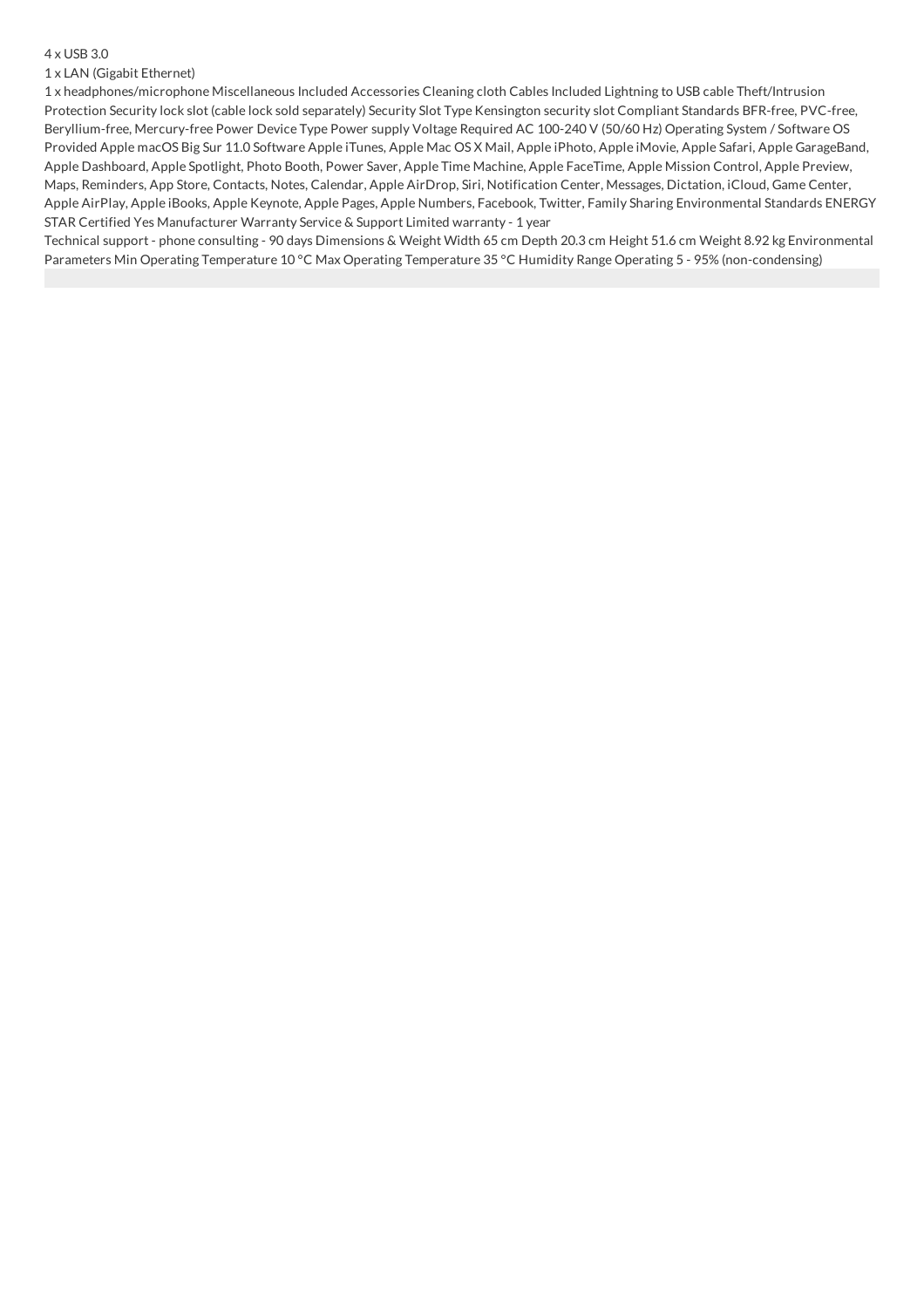4 x USB 3.0

1 x LAN (Gigabit Ethernet)

1 x headphones/microphone Miscellaneous Included Accessories Cleaning cloth Cables Included Lightning to USB cable Theft/Intrusion Protection Security lock slot (cable lock sold separately) Security Slot Type Kensington security slot Compliant Standards BFR-free, PVC-free, Beryllium-free, Mercury-free Power Device Type Power supply Voltage Required AC 100-240 V (50/60 Hz) Operating System / Software OS Provided Apple macOS Big Sur 11.0 Software Apple iTunes, Apple Mac OS X Mail, Apple iPhoto, Apple iMovie, Apple Safari, Apple GarageBand, Apple Dashboard, Apple Spotlight, Photo Booth, Power Saver, Apple Time Machine, Apple FaceTime, Apple Mission Control, Apple Preview, Maps, Reminders, App Store, Contacts, Notes, Calendar, Apple AirDrop, Siri, Notification Center, Messages, Dictation, iCloud, Game Center, Apple AirPlay, Apple iBooks, Apple Keynote, Apple Pages, Apple Numbers, Facebook, Twitter, Family Sharing Environmental Standards ENERGY STAR Certified Yes Manufacturer Warranty Service & Support Limited warranty - 1 year

Technical support - phone consulting - 90 days Dimensions & Weight Width 65 cm Depth 20.3 cm Height 51.6 cm Weight 8.92 kg Environmental Parameters Min Operating Temperature 10 °C Max Operating Temperature 35 °C Humidity Range Operating 5 - 95% (non-condensing)